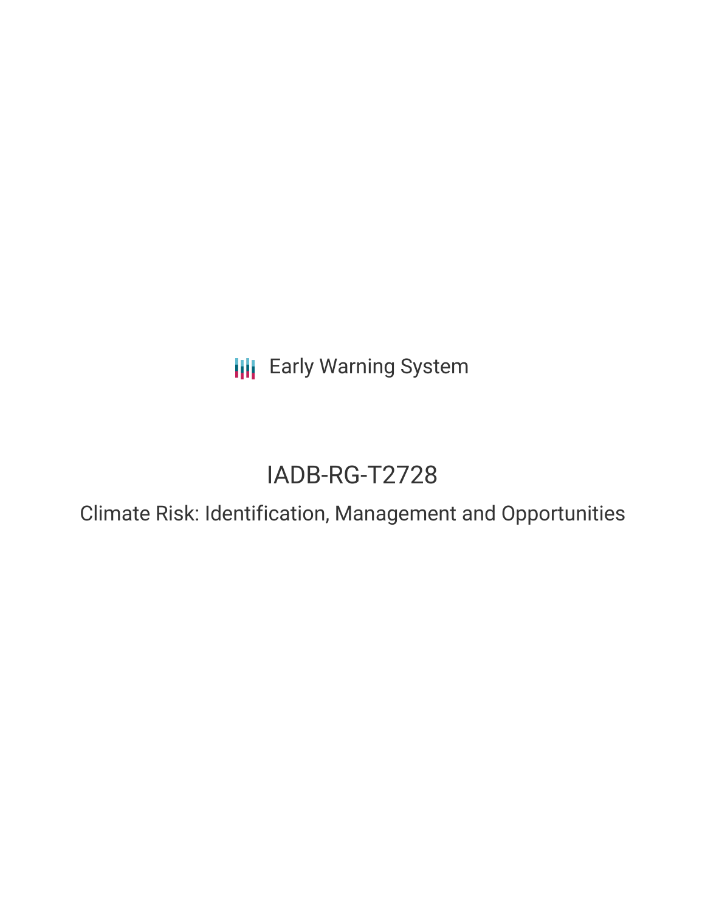Early Warning System

# IADB-RG-T2728

## Climate Risk: Identification, Management and Opportunities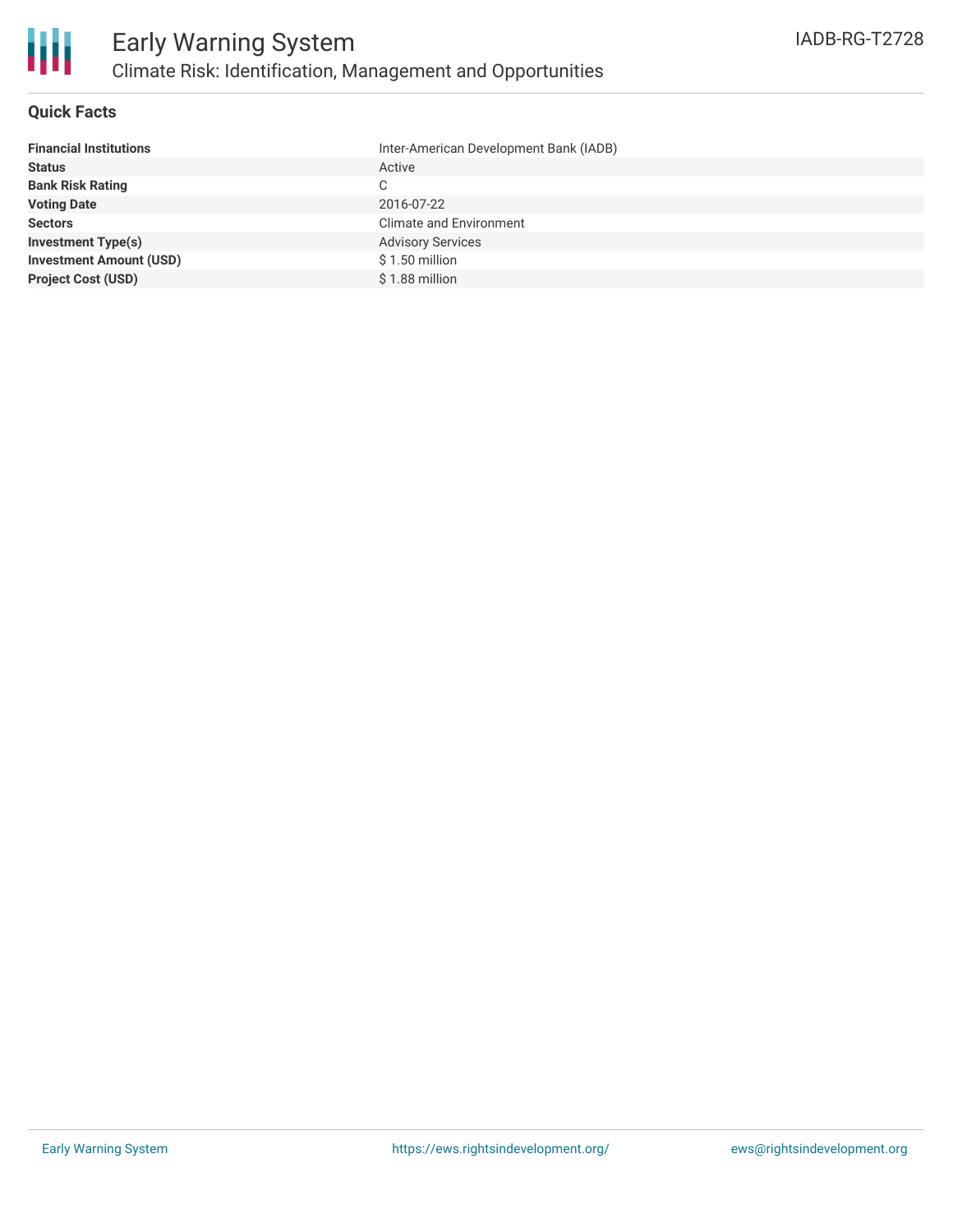# Early Warning System

## Climate Risk: Identification, Management and Opportunities

IADB-RG-T2728

### Quick Facts

| | |
|---|---|
| **Financial Institutions** | Inter-American Development Bank (IADB) |
| **Status** | Active |
| **Bank Risk Rating** | C |
| **Voting Date** | 2016-07-22 |
| **Sectors** | Climate and Environment |
| **Investment Type(s)** | Advisory Services |
| **Investment Amount (USD)** | $ 1.50 million |
| **Project Cost (USD)** | $ 1.88 million |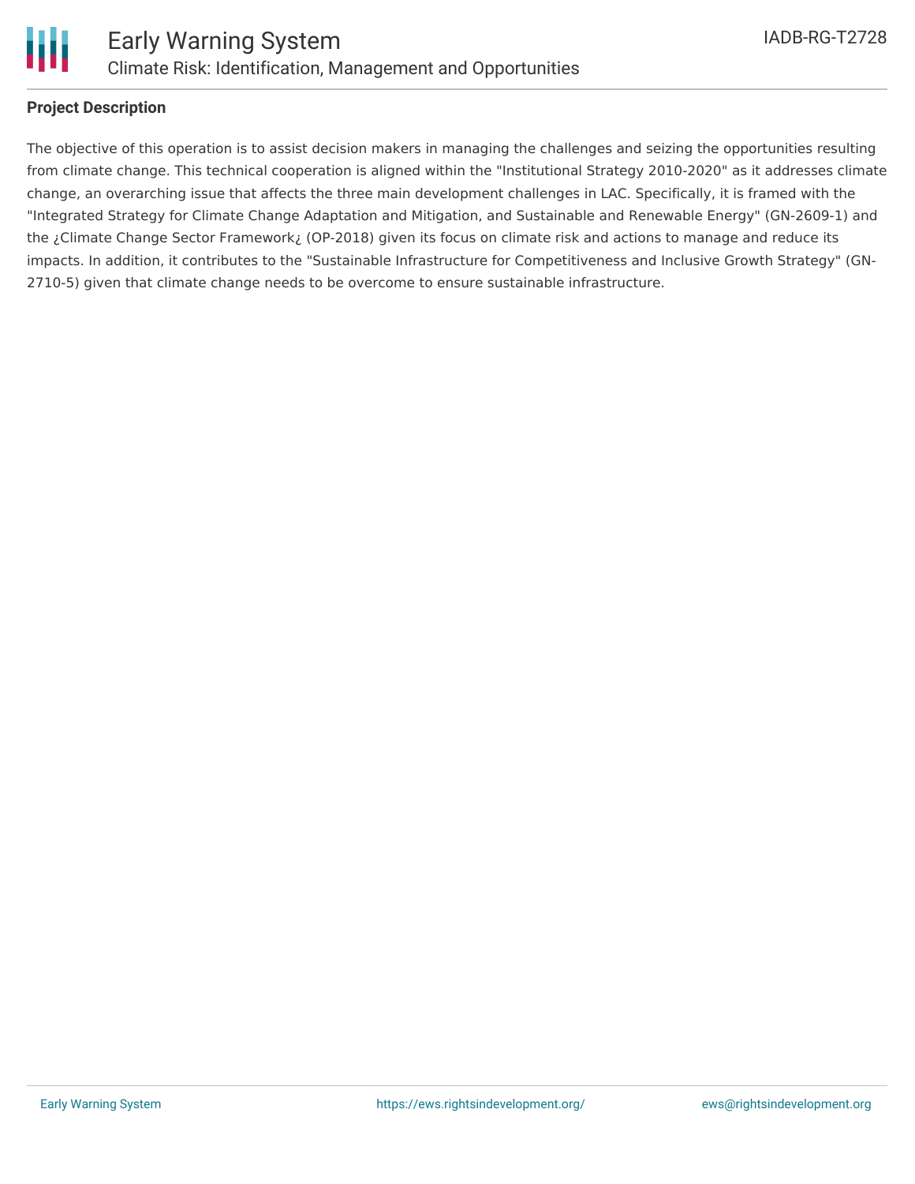## Project Description

The objective of this operation is to assist decision makers in managing the challenges and seizing the opportunities resulting from climate change. This technical cooperation is aligned within the "Institutional Strategy 2010-2020" as it addresses climate change, an overarching issue that affects the three main development challenges in LAC. Specifically, it is framed with the "Integrated Strategy for Climate Change Adaptation and Mitigation, and Sustainable and Renewable Energy" (GN-2609-1) and the ¿Climate Change Sector Framework¿ (OP-2018) given its focus on climate risk and actions to manage and reduce its impacts. In addition, it contributes to the "Sustainable Infrastructure for Competitiveness and Inclusive Growth Strategy" (GN-2710-5) given that climate change needs to be overcome to ensure sustainable infrastructure.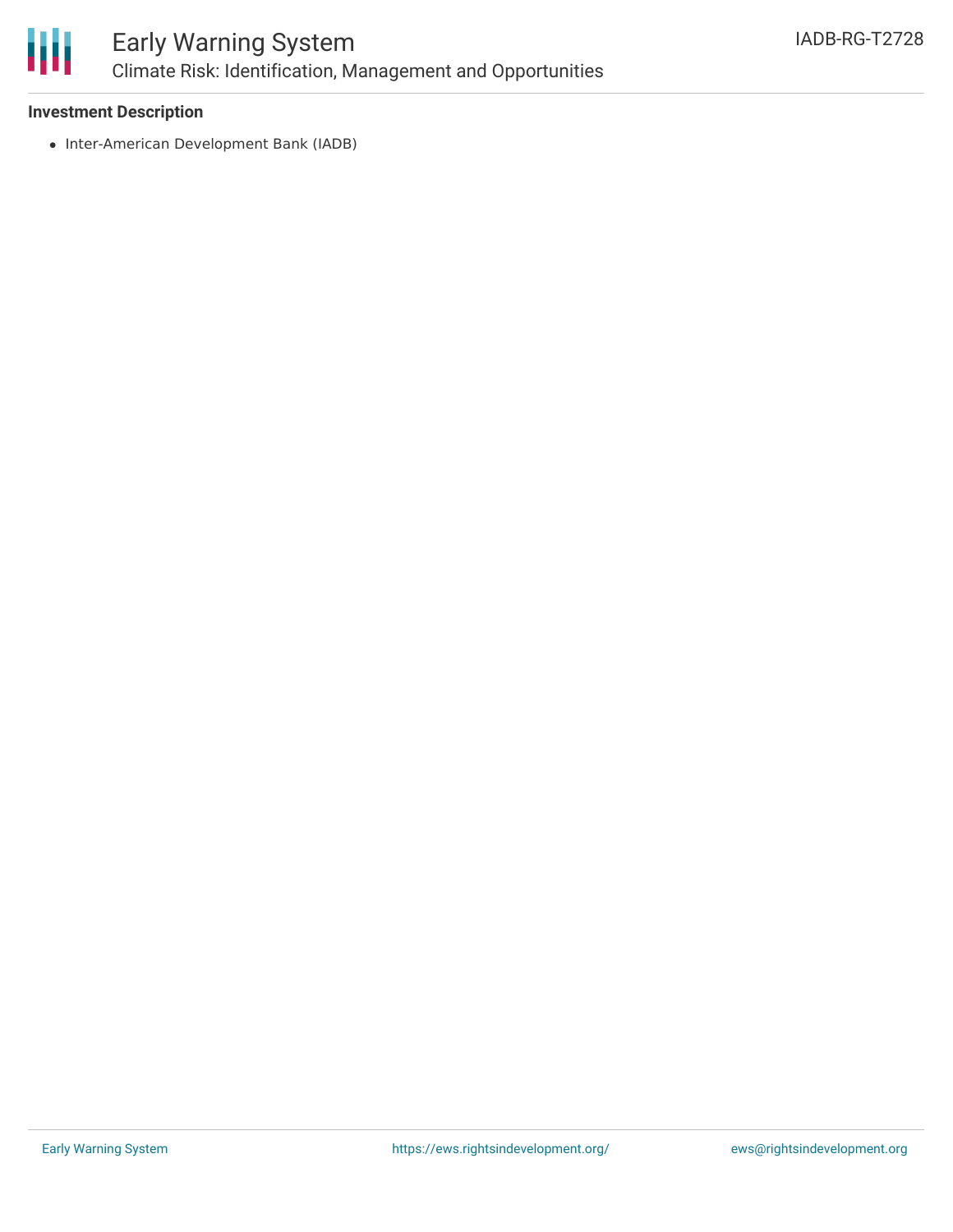**Investment Description**

- Inter-American Development Bank (IADB)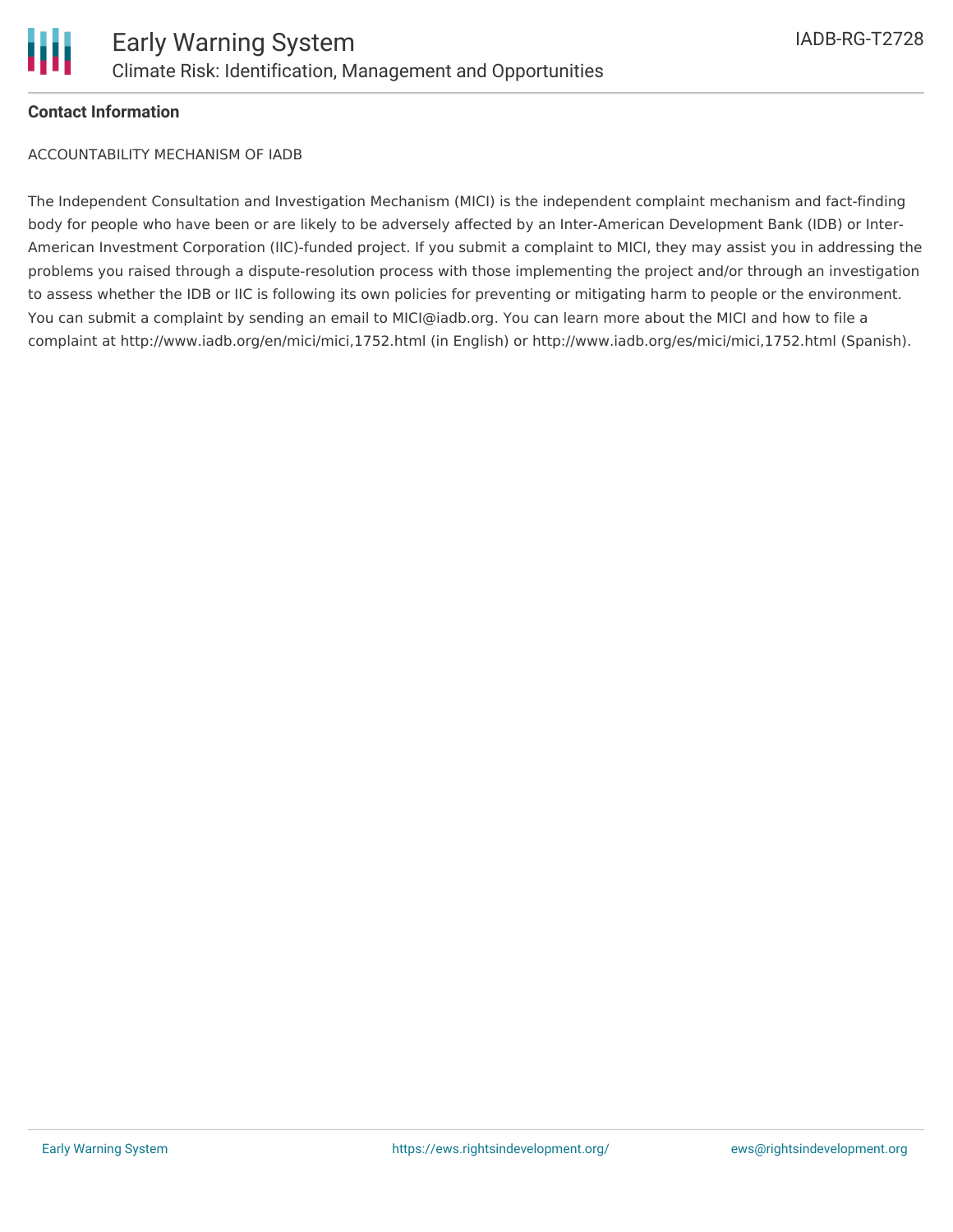**Contact Information**

ACCOUNTABILITY MECHANISM OF IADB

The Independent Consultation and Investigation Mechanism (MICI) is the independent complaint mechanism and fact-finding body for people who have been or are likely to be adversely affected by an Inter-American Development Bank (IDB) or Inter-American Investment Corporation (IIC)-funded project. If you submit a complaint to MICI, they may assist you in addressing the problems you raised through a dispute-resolution process with those implementing the project and/or through an investigation to assess whether the IDB or IIC is following its own policies for preventing or mitigating harm to people or the environment. You can submit a complaint by sending an email to MICI@iadb.org. You can learn more about the MICI and how to file a complaint at http://www.iadb.org/en/mici/mici,1752.html (in English) or http://www.iadb.org/es/mici/mici,1752.html (Spanish).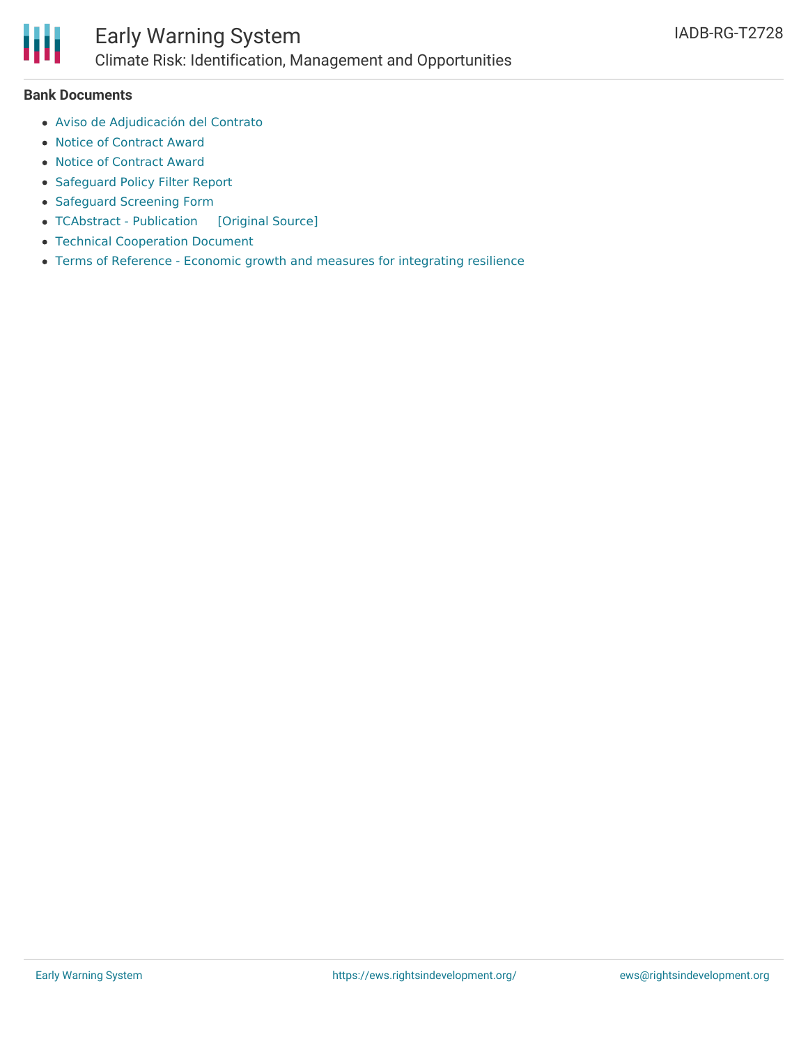**Bank Documents**

- Aviso de Adjudicación del Contrato
- Notice of Contract Award
- Notice of Contract Award
- Safeguard Policy Filter Report
- Safeguard Screening Form
- TCAbstract - Publication [Original Source]
- Technical Cooperation Document
- Terms of Reference - Economic growth and measures for integrating resilience